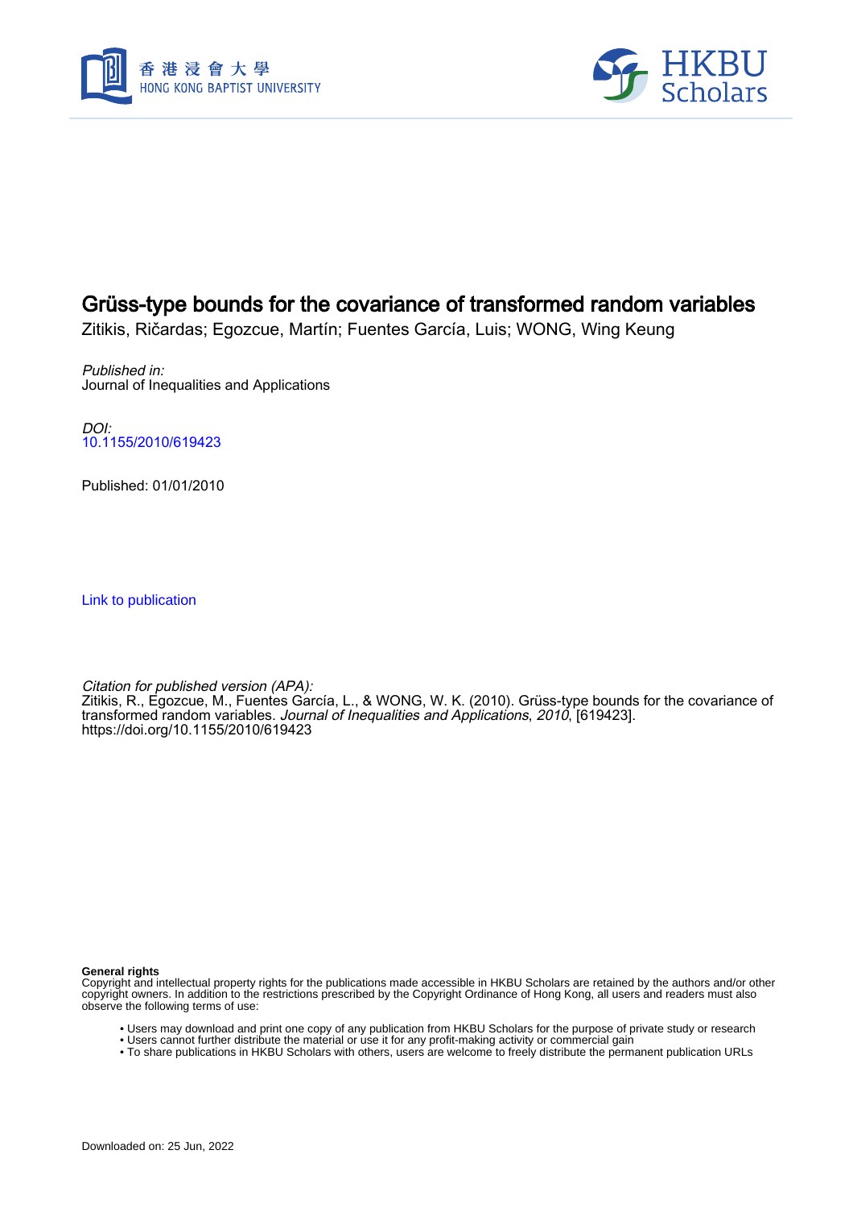# Grüss-type bounds for the covariance of transformed random variables

Zitikis, Ričardas; Egozcue, Martín; Fuentes García, Luis; WONG, Wing Keung

*Published in:*
Journal of Inequalities and Applications

*DOI:*
10.1155/2010/619423

Published: 01/01/2010

Link to publication

*Citation for published version (APA):*
Zitikis, R., Egozcue, M., Fuentes García, L., & WONG, W. K. (2010). Grüss-type bounds for the covariance of transformed random variables. *Journal of Inequalities and Applications*, *2010*, [619423]. https://doi.org/10.1155/2010/619423

**General rights**
Copyright and intellectual property rights for the publications made accessible in HKBU Scholars are retained by the authors and/or other copyright owners. In addition to the restrictions prescribed by the Copyright Ordinance of Hong Kong, all users and readers must also observe the following terms of use:

- Users may download and print one copy of any publication from HKBU Scholars for the purpose of private study or research
- Users cannot further distribute the material or use it for any profit-making activity or commercial gain
- To share publications in HKBU Scholars with others, users are welcome to freely distribute the permanent publication URLs

Downloaded on: 25 Jun, 2022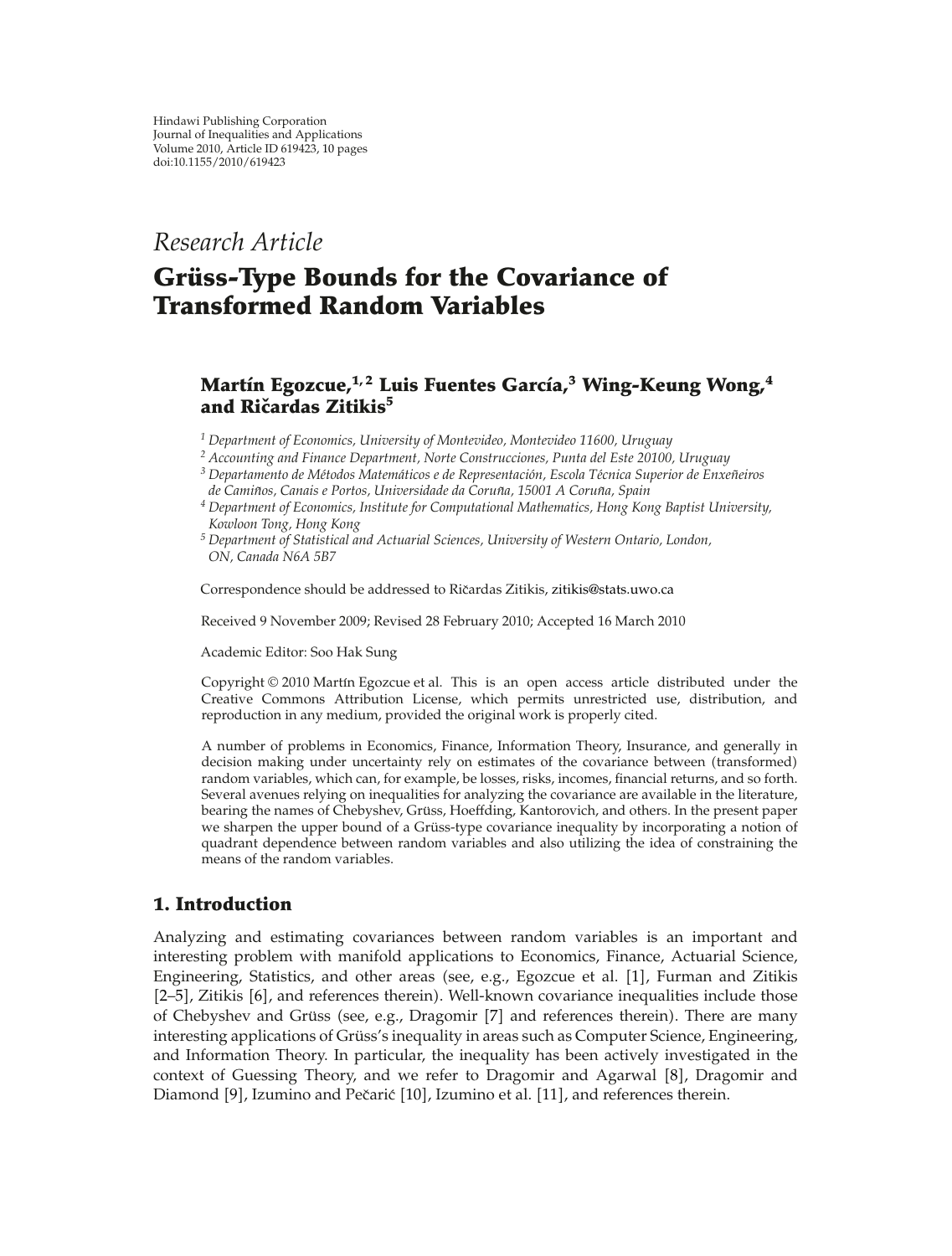Hindawi Publishing Corporation
Journal of Inequalities and Applications
Volume 2010, Article ID 619423, 10 pages
doi:10.1155/2010/619423

*Research Article*

# Grüss-Type Bounds for the Covariance of Transformed Random Variables

**Martín Egozcue,[1, 2] Luis Fuentes García,[3] Wing-Keung Wong,[4] and Ričardas Zitikis[5]**

[1] *Department of Economics, University of Montevideo, Montevideo 11600, Uruguay*
[2] *Accounting and Finance Department, Norte Construcciones, Punta del Este 20100, Uruguay*
[3] *Departamento de Métodos Matemáticos e de Representación, Escola Técnica Superior de Enxeñeiros de Camiños, Canais e Portos, Universidade da Coruña, 15001 A Coruña, Spain*
[4] *Department of Economics, Institute for Computational Mathematics, Hong Kong Baptist University, Kowloon Tong, Hong Kong*
[5] *Department of Statistical and Actuarial Sciences, University of Western Ontario, London, ON, Canada N6A 5B7*

Correspondence should be addressed to Ričardas Zitikis, zitikis@stats.uwo.ca

Received 9 November 2009; Revised 28 February 2010; Accepted 16 March 2010

Academic Editor: Soo Hak Sung

Copyright © 2010 Martín Egozcue et al. This is an open access article distributed under the Creative Commons Attribution License, which permits unrestricted use, distribution, and reproduction in any medium, provided the original work is properly cited.

A number of problems in Economics, Finance, Information Theory, Insurance, and generally in decision making under uncertainty rely on estimates of the covariance between (transformed) random variables, which can, for example, be losses, risks, incomes, financial returns, and so forth. Several avenues relying on inequalities for analyzing the covariance are available in the literature, bearing the names of Chebyshev, Grüss, Hoeffding, Kantorovich, and others. In the present paper we sharpen the upper bound of a Grüss-type covariance inequality by incorporating a notion of quadrant dependence between random variables and also utilizing the idea of constraining the means of the random variables.

## 1. Introduction

Analyzing and estimating covariances between random variables is an important and interesting problem with manifold applications to Economics, Finance, Actuarial Science, Engineering, Statistics, and other areas (see, e.g., Egozcue et al. [1], Furman and Zitikis [2–5], Zitikis [6], and references therein). Well-known covariance inequalities include those of Chebyshev and Grüss (see, e.g., Dragomir [7] and references therein). There are many interesting applications of Grüss's inequality in areas such as Computer Science, Engineering, and Information Theory. In particular, the inequality has been actively investigated in the context of Guessing Theory, and we refer to Dragomir and Agarwal [8], Dragomir and Diamond [9], Izumino and Pečarić [10], Izumino et al. [11], and references therein.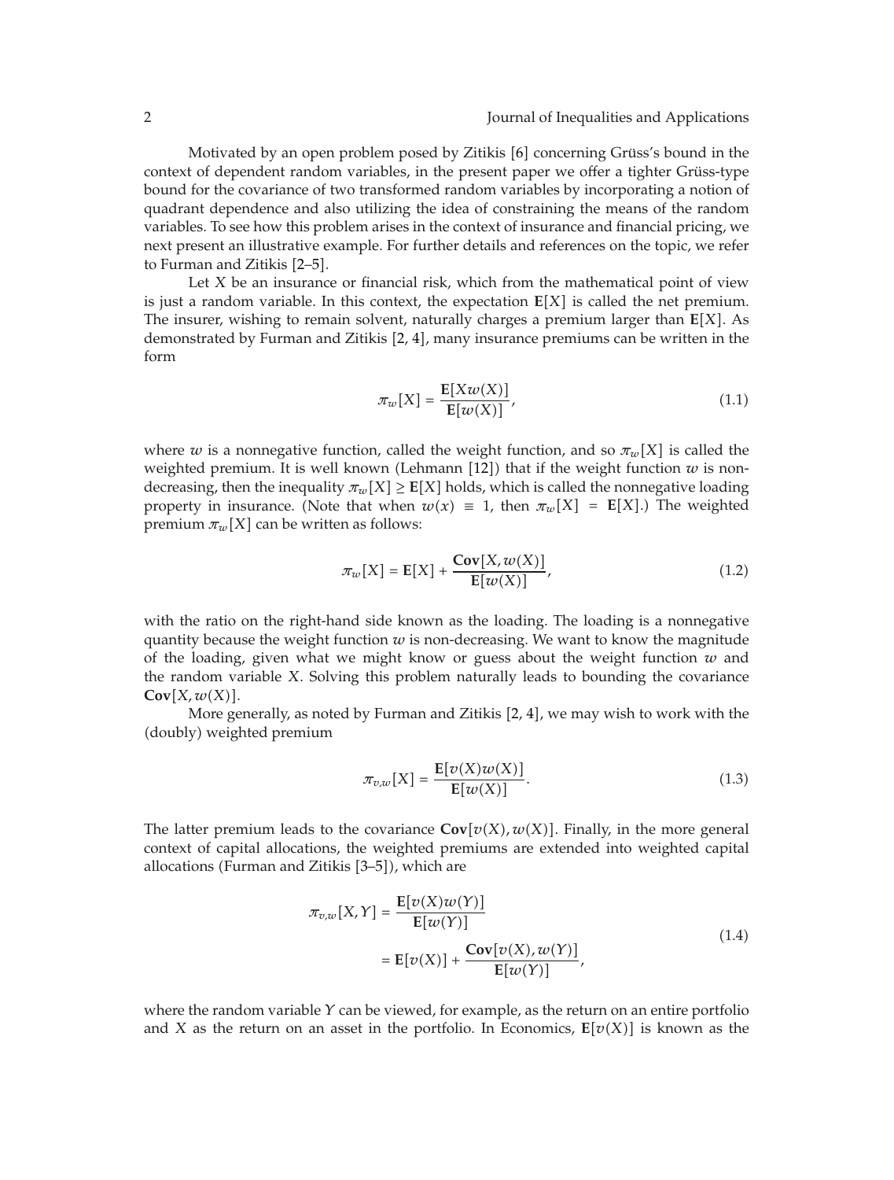Motivated by an open problem posed by Zitikis [6] concerning Grüss's bound in the context of dependent random variables, in the present paper we offer a tighter Grüss-type bound for the covariance of two transformed random variables by incorporating a notion of quadrant dependence and also utilizing the idea of constraining the means of the random variables. To see how this problem arises in the context of insurance and financial pricing, we next present an illustrative example. For further details and references on the topic, we refer to Furman and Zitikis [2–5].

Let $X$ be an insurance or financial risk, which from the mathematical point of view is just a random variable. In this context, the expectation $\mathbf{E}[X]$ is called the net premium. The insurer, wishing to remain solvent, naturally charges a premium larger than $\mathbf{E}[X]$. As demonstrated by Furman and Zitikis [2, 4], many insurance premiums can be written in the form

$$\pi_w[X] = \frac{\mathbf{E}[Xw(X)]}{\mathbf{E}[w(X)]}, \tag{1.1}$$

where $w$ is a nonnegative function, called the weight function, and so $\pi_w[X]$ is called the weighted premium. It is well known (Lehmann [12]) that if the weight function $w$ is non-decreasing, then the inequality $\pi_w[X] \geq \mathbf{E}[X]$ holds, which is called the nonnegative loading property in insurance. (Note that when $w(x) \equiv 1$, then $\pi_w[X] = \mathbf{E}[X]$.) The weighted premium $\pi_w[X]$ can be written as follows:

$$\pi_w[X] = \mathbf{E}[X] + \frac{\mathbf{Cov}[X, w(X)]}{\mathbf{E}[w(X)]}, \tag{1.2}$$

with the ratio on the right-hand side known as the loading. The loading is a nonnegative quantity because the weight function $w$ is non-decreasing. We want to know the magnitude of the loading, given what we might know or guess about the weight function $w$ and the random variable $X$. Solving this problem naturally leads to bounding the covariance $\mathbf{Cov}[X, w(X)]$.

More generally, as noted by Furman and Zitikis [2, 4], we may wish to work with the (doubly) weighted premium

$$\pi_{v,w}[X] = \frac{\mathbf{E}[v(X)w(X)]}{\mathbf{E}[w(X)]}. \tag{1.3}$$

The latter premium leads to the covariance $\mathbf{Cov}[v(X), w(X)]$. Finally, in the more general context of capital allocations, the weighted premiums are extended into weighted capital allocations (Furman and Zitikis [3–5]), which are

$$\begin{aligned} \pi_{v,w}[X, Y] &= \frac{\mathbf{E}[v(X)w(Y)]}{\mathbf{E}[w(Y)]} \\ &= \mathbf{E}[v(X)] + \frac{\mathbf{Cov}[v(X), w(Y)]}{\mathbf{E}[w(Y)]}, \end{aligned} \tag{1.4}$$

where the random variable $Y$ can be viewed, for example, as the return on an entire portfolio and $X$ as the return on an asset in the portfolio. In Economics, $\mathbf{E}[v(X)]$ is known as the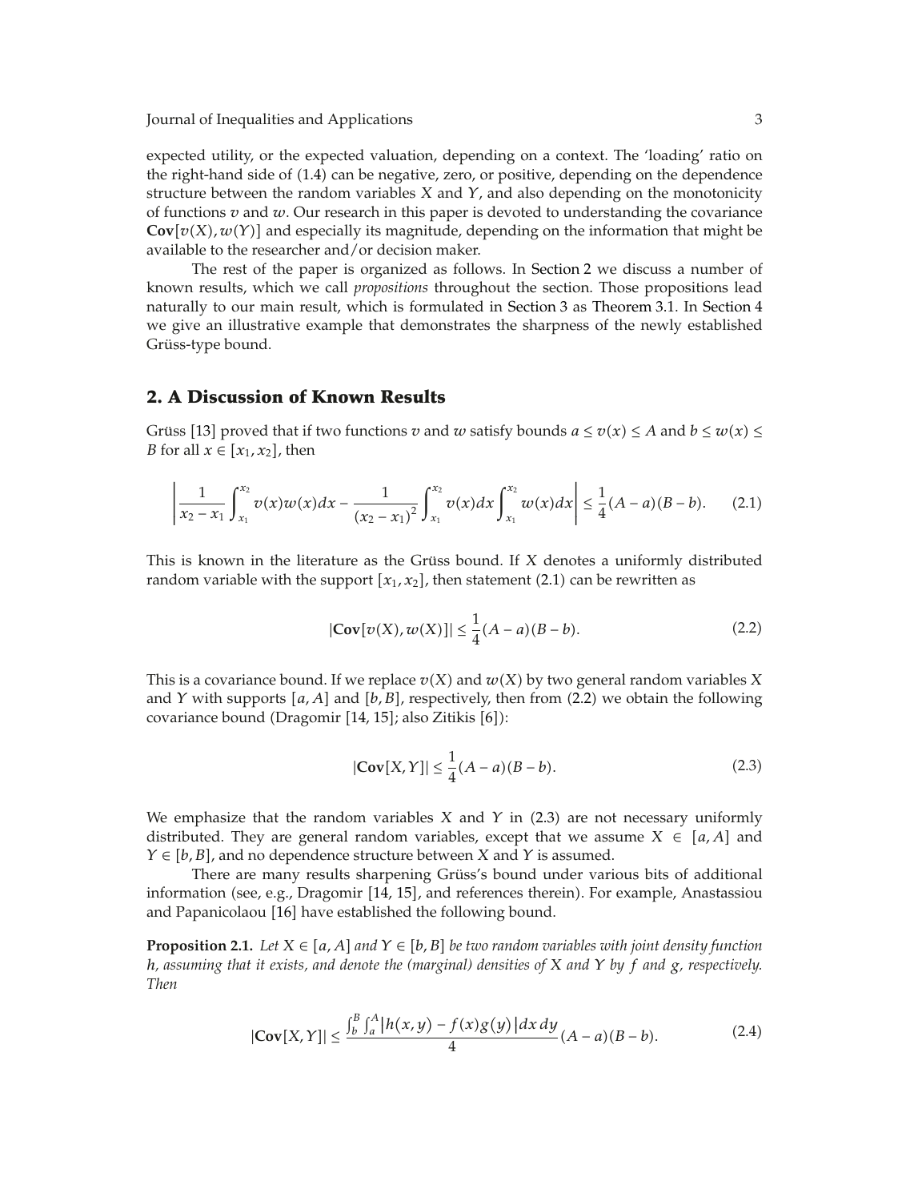expected utility, or the expected valuation, depending on a context. The 'loading' ratio on the right-hand side of (1.4) can be negative, zero, or positive, depending on the dependence structure between the random variables $X$ and $Y$, and also depending on the monotonicity of functions $v$ and $w$. Our research in this paper is devoted to understanding the covariance $\mathbf{Cov}[v(X), w(Y)]$ and especially its magnitude, depending on the information that might be available to the researcher and/or decision maker.

The rest of the paper is organized as follows. In Section 2 we discuss a number of known results, which we call *propositions* throughout the section. Those propositions lead naturally to our main result, which is formulated in Section 3 as Theorem 3.1. In Section 4 we give an illustrative example that demonstrates the sharpness of the newly established Grüss-type bound.

## 2. A Discussion of Known Results

Grüss [13] proved that if two functions $v$ and $w$ satisfy bounds $a \le v(x) \le A$ and $b \le w(x) \le B$ for all $x \in [x_1, x_2]$, then

$$\left| \frac{1}{x_2 - x_1} \int_{x_1}^{x_2} v(x)w(x)dx - \frac{1}{(x_2 - x_1)^2} \int_{x_1}^{x_2} v(x)dx \int_{x_1}^{x_2} w(x)dx \right| \le \frac{1}{4}(A-a)(B-b). \tag{2.1}$$

This is known in the literature as the Grüss bound. If $X$ denotes a uniformly distributed random variable with the support $[x_1, x_2]$, then statement (2.1) can be rewritten as

$$|\mathbf{Cov}[v(X), w(X)]| \le \frac{1}{4}(A-a)(B-b). \tag{2.2}$$

This is a covariance bound. If we replace $v(X)$ and $w(X)$ by two general random variables $X$ and $Y$ with supports $[a, A]$ and $[b, B]$, respectively, then from (2.2) we obtain the following covariance bound (Dragomir [14, 15]; also Zitikis [6]):

$$|\mathbf{Cov}[X, Y]| \le \frac{1}{4}(A-a)(B-b). \tag{2.3}$$

We emphasize that the random variables $X$ and $Y$ in (2.3) are not necessary uniformly distributed. They are general random variables, except that we assume $X \in [a, A]$ and $Y \in [b, B]$, and no dependence structure between $X$ and $Y$ is assumed.

There are many results sharpening Grüss's bound under various bits of additional information (see, e.g., Dragomir [14, 15], and references therein). For example, Anastassiou and Papanicolaou [16] have established the following bound.

**Proposition 2.1.** *Let $X \in [a, A]$ and $Y \in [b, B]$ be two random variables with joint density function $h$, assuming that it exists, and denote the (marginal) densities of $X$ and $Y$ by $f$ and $g$, respectively. Then*

$$|\mathbf{Cov}[X, Y]| \le \frac{\int_b^B \int_a^A |h(x, y) - f(x)g(y)| dx\, dy}{4}(A-a)(B-b). \tag{2.4}$$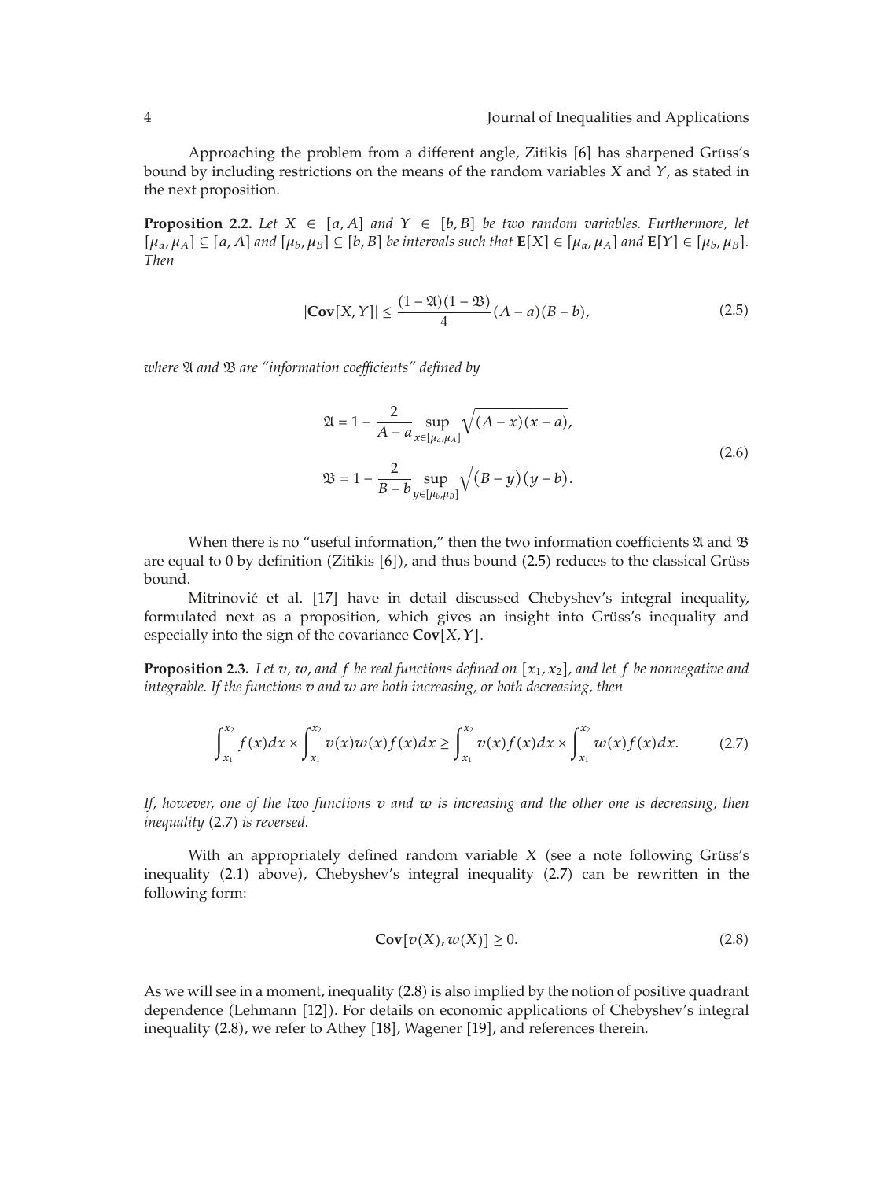Approaching the problem from a different angle, Zitikis [6] has sharpened Grüss's bound by including restrictions on the means of the random variables $X$ and $Y$, as stated in the next proposition.

**Proposition 2.2.** *Let $X \in [a, A]$ and $Y \in [b, B]$ be two random variables. Furthermore, let $[\mu_a, \mu_A] \subseteq [a, A]$ and $[\mu_b, \mu_B] \subseteq [b, B]$ be intervals such that $\mathbf{E}[X] \in [\mu_a, \mu_A]$ and $\mathbf{E}[Y] \in [\mu_b, \mu_B]$. Then*

$$|\mathbf{Cov}[X, Y]| \leq \frac{(1 - \mathfrak{A})(1 - \mathfrak{B})}{4}(A - a)(B - b), \tag{2.5}$$

*where $\mathfrak{A}$ and $\mathfrak{B}$ are "information coefficients" defined by*

$$\begin{aligned}
\mathfrak{A} &= 1 - \frac{2}{A - a} \sup_{x \in [\mu_a, \mu_A]} \sqrt{(A - x)(x - a)}, \\
\mathfrak{B} &= 1 - \frac{2}{B - b} \sup_{y \in [\mu_b, \mu_B]} \sqrt{(B - y)(y - b)}.
\end{aligned} \tag{2.6}$$

When there is no "useful information," then the two information coefficients $\mathfrak{A}$ and $\mathfrak{B}$ are equal to 0 by definition (Zitikis [6]), and thus bound (2.5) reduces to the classical Grüss bound.

Mitrinović et al. [17] have in detail discussed Chebyshev's integral inequality, formulated next as a proposition, which gives an insight into Grüss's inequality and especially into the sign of the covariance $\mathbf{Cov}[X, Y]$.

**Proposition 2.3.** *Let $v$, $w$, and $f$ be real functions defined on $[x_1, x_2]$, and let $f$ be nonnegative and integrable. If the functions $v$ and $w$ are both increasing, or both decreasing, then*

$$\int_{x_1}^{x_2} f(x)dx \times \int_{x_1}^{x_2} v(x)w(x)f(x)dx \geq \int_{x_1}^{x_2} v(x)f(x)dx \times \int_{x_1}^{x_2} w(x)f(x)dx. \tag{2.7}$$

*If, however, one of the two functions $v$ and $w$ is increasing and the other one is decreasing, then inequality (2.7) is reversed.*

With an appropriately defined random variable $X$ (see a note following Grüss's inequality (2.1) above), Chebyshev's integral inequality (2.7) can be rewritten in the following form:

$$\mathbf{Cov}[v(X), w(X)] \geq 0. \tag{2.8}$$

As we will see in a moment, inequality (2.8) is also implied by the notion of positive quadrant dependence (Lehmann [12]). For details on economic applications of Chebyshev's integral inequality (2.8), we refer to Athey [18], Wagener [19], and references therein.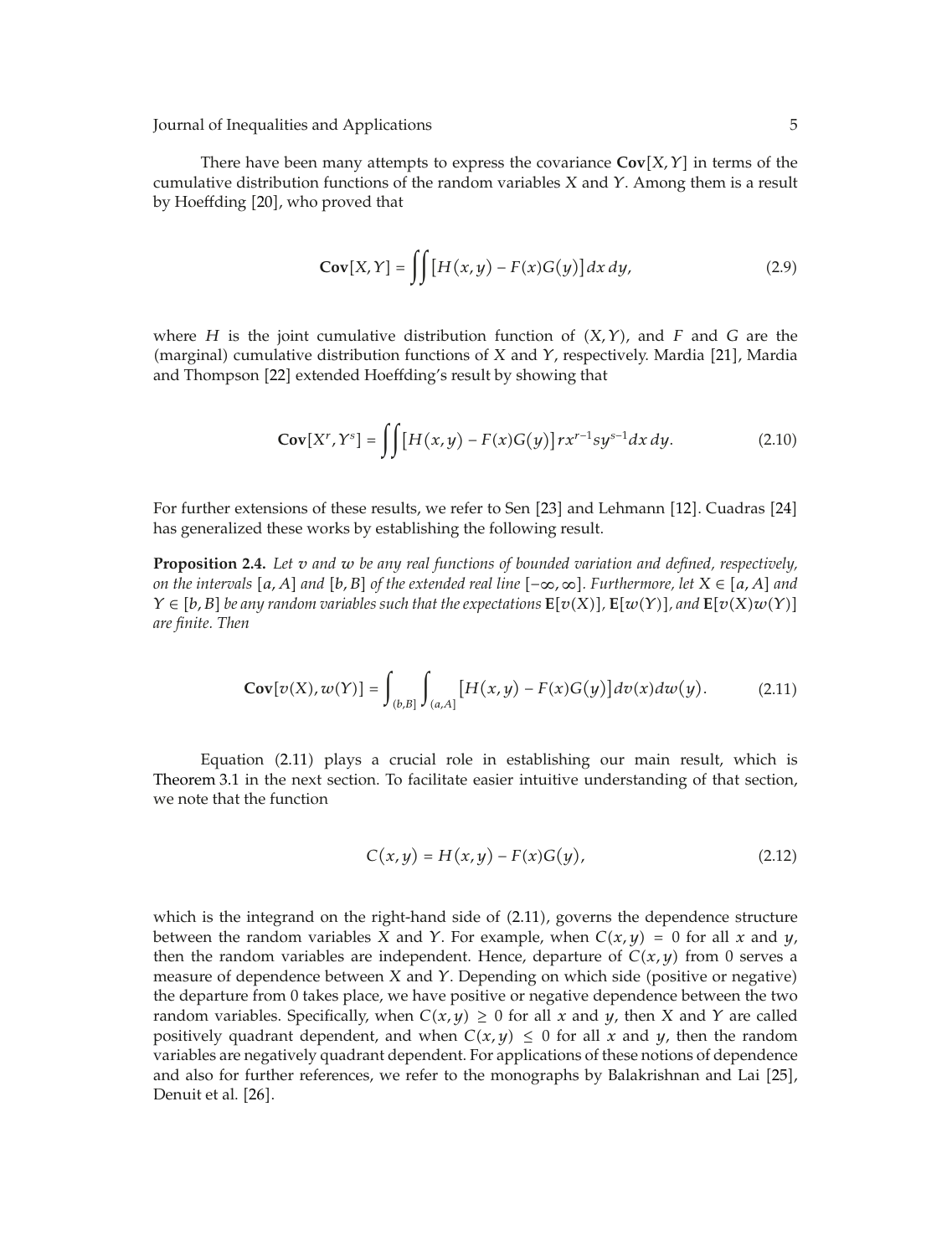There have been many attempts to express the covariance $\mathbf{Cov}[X, Y]$ in terms of the cumulative distribution functions of the random variables $X$ and $Y$. Among them is a result by Hoeffding [20], who proved that

$$\mathbf{Cov}[X, Y] = \iint [H(x, y) - F(x)G(y)]\, dx\, dy, \tag{2.9}$$

where $H$ is the joint cumulative distribution function of $(X, Y)$, and $F$ and $G$ are the (marginal) cumulative distribution functions of $X$ and $Y$, respectively. Mardia [21], Mardia and Thompson [22] extended Hoeffding's result by showing that

$$\mathbf{Cov}[X^r, Y^s] = \iint [H(x, y) - F(x)G(y)]\, r x^{r-1} s y^{s-1} dx\, dy. \tag{2.10}$$

For further extensions of these results, we refer to Sen [23] and Lehmann [12]. Cuadras [24] has generalized these works by establishing the following result.

**Proposition 2.4.** *Let $v$ and $w$ be any real functions of bounded variation and defined, respectively, on the intervals $[a, A]$ and $[b, B]$ of the extended real line $[-\infty, \infty]$. Furthermore, let $X \in [a, A]$ and $Y \in [b, B]$ be any random variables such that the expectations $\mathbf{E}[v(X)]$, $\mathbf{E}[w(Y)]$, and $\mathbf{E}[v(X)w(Y)]$ are finite. Then*

$$\mathbf{Cov}[v(X), w(Y)] = \int_{(b,B]} \int_{(a,A]} [H(x, y) - F(x)G(y)]\, dv(x) dw(y). \tag{2.11}$$

Equation (2.11) plays a crucial role in establishing our main result, which is Theorem 3.1 in the next section. To facilitate easier intuitive understanding of that section, we note that the function

$$C(x, y) = H(x, y) - F(x)G(y), \tag{2.12}$$

which is the integrand on the right-hand side of (2.11), governs the dependence structure between the random variables $X$ and $Y$. For example, when $C(x, y) = 0$ for all $x$ and $y$, then the random variables are independent. Hence, departure of $C(x, y)$ from 0 serves a measure of dependence between $X$ and $Y$. Depending on which side (positive or negative) the departure from 0 takes place, we have positive or negative dependence between the two random variables. Specifically, when $C(x, y) \geq 0$ for all $x$ and $y$, then $X$ and $Y$ are called positively quadrant dependent, and when $C(x, y) \leq 0$ for all $x$ and $y$, then the random variables are negatively quadrant dependent. For applications of these notions of dependence and also for further references, we refer to the monographs by Balakrishnan and Lai [25], Denuit et al. [26].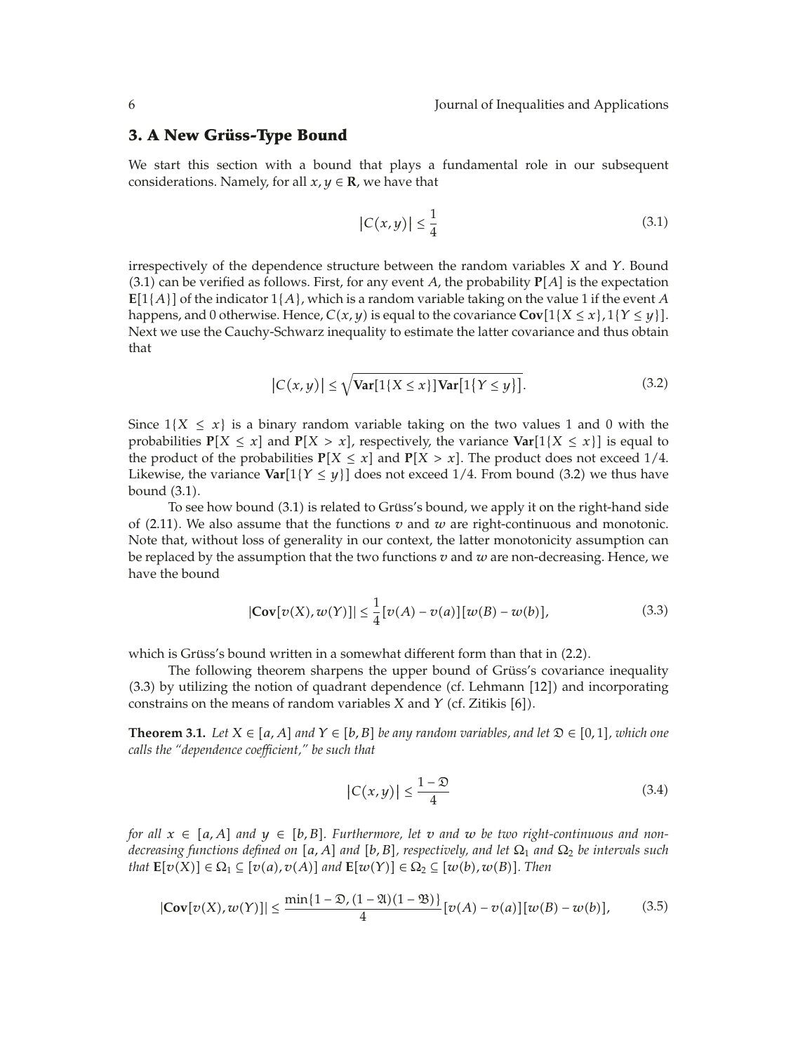## 3. A New Grüss-Type Bound

We start this section with a bound that plays a fundamental role in our subsequent considerations. Namely, for all $x, y \in \mathbf{R}$, we have that

$$|C(x,y)| \leq \frac{1}{4} \tag{3.1}$$

irrespectively of the dependence structure between the random variables $X$ and $Y$. Bound (3.1) can be verified as follows. First, for any event $A$, the probability $\mathbf{P}[A]$ is the expectation $\mathbf{E}[1\{A\}]$ of the indicator $1\{A\}$, which is a random variable taking on the value 1 if the event $A$ happens, and 0 otherwise. Hence, $C(x,y)$ is equal to the covariance $\mathbf{Cov}[1\{X \leq x\}, 1\{Y \leq y\}]$. Next we use the Cauchy-Schwarz inequality to estimate the latter covariance and thus obtain that

$$|C(x,y)| \leq \sqrt{\mathbf{Var}[1\{X \leq x\}]\mathbf{Var}[1\{Y \leq y\}]}. \tag{3.2}$$

Since $1\{X \leq x\}$ is a binary random variable taking on the two values 1 and 0 with the probabilities $\mathbf{P}[X \leq x]$ and $\mathbf{P}[X > x]$, respectively, the variance $\mathbf{Var}[1\{X \leq x\}]$ is equal to the product of the probabilities $\mathbf{P}[X \leq x]$ and $\mathbf{P}[X > x]$. The product does not exceed $1/4$. Likewise, the variance $\mathbf{Var}[1\{Y \leq y\}]$ does not exceed $1/4$. From bound (3.2) we thus have bound (3.1).

To see how bound (3.1) is related to Grüss's bound, we apply it on the right-hand side of (2.11). We also assume that the functions $v$ and $w$ are right-continuous and monotonic. Note that, without loss of generality in our context, the latter monotonicity assumption can be replaced by the assumption that the two functions $v$ and $w$ are non-decreasing. Hence, we have the bound

$$|\mathbf{Cov}[v(X), w(Y)]| \leq \frac{1}{4}[v(A) - v(a)][w(B) - w(b)], \tag{3.3}$$

which is Grüss's bound written in a somewhat different form than that in (2.2).

The following theorem sharpens the upper bound of Grüss's covariance inequality (3.3) by utilizing the notion of quadrant dependence (cf. Lehmann [12]) and incorporating constrains on the means of random variables $X$ and $Y$ (cf. Zitikis [6]).

**Theorem 3.1.** *Let $X \in [a, A]$ and $Y \in [b, B]$ be any random variables, and let $\mathfrak{D} \in [0, 1]$, which one calls the "dependence coefficient," be such that*

$$|C(x,y)| \leq \frac{1 - \mathfrak{D}}{4} \tag{3.4}$$

*for all $x \in [a, A]$ and $y \in [b, B]$. Furthermore, let $v$ and $w$ be two right-continuous and non-decreasing functions defined on $[a, A]$ and $[b, B]$, respectively, and let $\Omega_1$ and $\Omega_2$ be intervals such that $\mathbf{E}[v(X)] \in \Omega_1 \subseteq [v(a), v(A)]$ and $\mathbf{E}[w(Y)] \in \Omega_2 \subseteq [w(b), w(B)]$. Then*

$$|\mathbf{Cov}[v(X), w(Y)]| \leq \frac{\min\{1 - \mathfrak{D}, (1 - \mathfrak{A})(1 - \mathfrak{B})\}}{4}[v(A) - v(a)][w(B) - w(b)], \tag{3.5}$$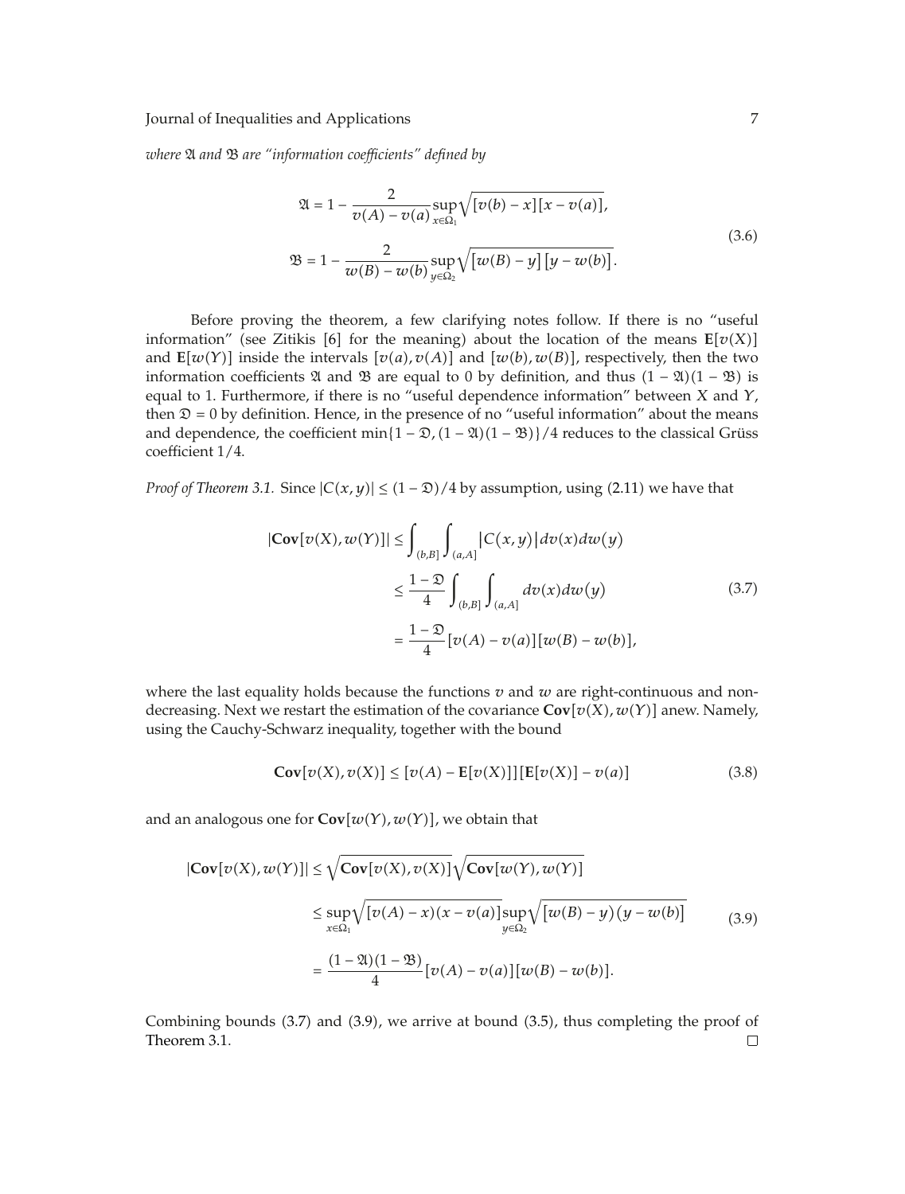*where $\mathfrak{A}$ and $\mathfrak{B}$ are "information coefficients" defined by*

$$
\begin{aligned}
\mathfrak{A} &= 1 - \frac{2}{v(A) - v(a)} \sup_{x \in \Omega_1} \sqrt{[v(b) - x][x - v(a)]}, \\
\mathfrak{B} &= 1 - \frac{2}{w(B) - w(b)} \sup_{y \in \Omega_2} \sqrt{[w(B) - y][y - w(b)]}.
\end{aligned}
\tag{3.6}
$$

Before proving the theorem, a few clarifying notes follow. If there is no "useful information" (see Zitikis [6] for the meaning) about the location of the means $\mathbf{E}[v(X)]$ and $\mathbf{E}[w(Y)]$ inside the intervals $[v(a), v(A)]$ and $[w(b), w(B)]$, respectively, then the two information coefficients $\mathfrak{A}$ and $\mathfrak{B}$ are equal to 0 by definition, and thus $(1-\mathfrak{A})(1-\mathfrak{B})$ is equal to 1. Furthermore, if there is no "useful dependence information" between $X$ and $Y$, then $\mathfrak{D} = 0$ by definition. Hence, in the presence of no "useful information" about the means and dependence, the coefficient $\min\{1-\mathfrak{D}, (1-\mathfrak{A})(1-\mathfrak{B})\}/4$ reduces to the classical Grüss coefficient $1/4$.

*Proof of Theorem 3.1.* Since $|C(x, y)| \le (1-\mathfrak{D})/4$ by assumption, using (2.11) we have that

$$
\begin{aligned}
|\mathbf{Cov}[v(X), w(Y)]| &\le \int_{(b,B]} \int_{(a,A]} |C(x,y)| dv(x) dw(y) \\
&\le \frac{1-\mathfrak{D}}{4} \int_{(b,B]} \int_{(a,A]} dv(x) dw(y) \\
&= \frac{1-\mathfrak{D}}{4} [v(A) - v(a)][w(B) - w(b)],
\end{aligned}
\tag{3.7}
$$

where the last equality holds because the functions $v$ and $w$ are right-continuous and non-decreasing. Next we restart the estimation of the covariance $\mathbf{Cov}[v(X), w(Y)]$ anew. Namely, using the Cauchy-Schwarz inequality, together with the bound

$$
\mathbf{Cov}[v(X), v(X)] \le [v(A) - \mathbf{E}[v(X)]][\mathbf{E}[v(X)] - v(a)]
\tag{3.8}
$$

and an analogous one for $\mathbf{Cov}[w(Y), w(Y)]$, we obtain that

$$
\begin{aligned}
|\mathbf{Cov}[v(X), w(Y)]| &\le \sqrt{\mathbf{Cov}[v(X), v(X)]} \sqrt{\mathbf{Cov}[w(Y), w(Y)]} \\
&\le \sup_{x \in \Omega_1} \sqrt{[v(A) - x)(x - v(a)]} \sup_{y \in \Omega_2} \sqrt{[w(B) - y)(y - w(b)]} \\
&= \frac{(1-\mathfrak{A})(1-\mathfrak{B})}{4} [v(A) - v(a)][w(B) - w(b)].
\end{aligned}
\tag{3.9}
$$

Combining bounds (3.7) and (3.9), we arrive at bound (3.5), thus completing the proof of Theorem 3.1. $\square$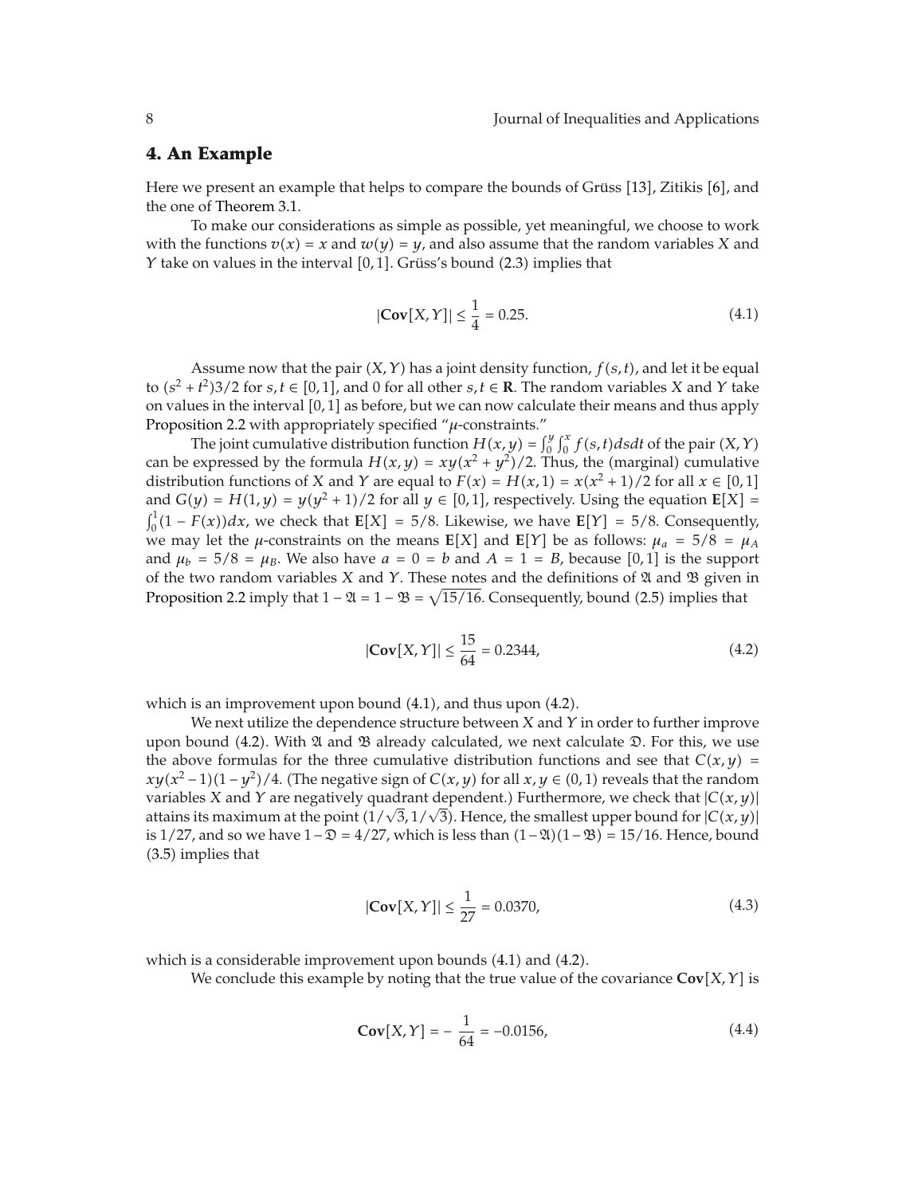## 4. An Example

Here we present an example that helps to compare the bounds of Grüss [13], Zitikis [6], and the one of Theorem 3.1.

To make our considerations as simple as possible, yet meaningful, we choose to work with the functions $v(x) = x$ and $w(y) = y$, and also assume that the random variables $X$ and $Y$ take on values in the interval $[0,1]$. Grüss's bound (2.3) implies that

$$|\mathbf{Cov}[X,Y]| \leq \frac{1}{4} = 0.25. \tag{4.1}$$

Assume now that the pair $(X,Y)$ has a joint density function, $f(s,t)$, and let it be equal to $(s^2+t^2)3/2$ for $s,t \in [0,1]$, and 0 for all other $s,t \in \mathbf{R}$. The random variables $X$ and $Y$ take on values in the interval $[0,1]$ as before, but we can now calculate their means and thus apply Proposition 2.2 with appropriately specified "$\mu$-constraints."

The joint cumulative distribution function $H(x,y) = \int_0^y \int_0^x f(s,t)dsdt$ of the pair $(X,Y)$ can be expressed by the formula $H(x,y) = xy(x^2+y^2)/2$. Thus, the (marginal) cumulative distribution functions of $X$ and $Y$ are equal to $F(x) = H(x,1) = x(x^2+1)/2$ for all $x \in [0,1]$ and $G(y) = H(1,y) = y(y^2+1)/2$ for all $y \in [0,1]$, respectively. Using the equation $\mathbf{E}[X] = \int_0^1 (1-F(x))dx$, we check that $\mathbf{E}[X] = 5/8$. Likewise, we have $\mathbf{E}[Y] = 5/8$. Consequently, we may let the $\mu$-constraints on the means $\mathbf{E}[X]$ and $\mathbf{E}[Y]$ be as follows: $\mu_a = 5/8 = \mu_A$ and $\mu_b = 5/8 = \mu_B$. We also have $a = 0 = b$ and $A = 1 = B$, because $[0,1]$ is the support of the two random variables $X$ and $Y$. These notes and the definitions of $\mathfrak{A}$ and $\mathfrak{B}$ given in Proposition 2.2 imply that $1 - \mathfrak{A} = 1 - \mathfrak{B} = \sqrt{15/16}$. Consequently, bound (2.5) implies that

$$|\mathbf{Cov}[X,Y]| \leq \frac{15}{64} = 0.2344, \tag{4.2}$$

which is an improvement upon bound (4.1), and thus upon (4.2).

We next utilize the dependence structure between $X$ and $Y$ in order to further improve upon bound (4.2). With $\mathfrak{A}$ and $\mathfrak{B}$ already calculated, we next calculate $\mathfrak{D}$. For this, we use the above formulas for the three cumulative distribution functions and see that $C(x,y) = xy(x^2-1)(1-y^2)/4$. (The negative sign of $C(x,y)$ for all $x,y \in (0,1)$ reveals that the random variables $X$ and $Y$ are negatively quadrant dependent.) Furthermore, we check that $|C(x,y)|$ attains its maximum at the point $(1/\sqrt{3}, 1/\sqrt{3})$. Hence, the smallest upper bound for $|C(x,y)|$ is $1/27$, and so we have $1 - \mathfrak{D} = 4/27$, which is less than $(1-\mathfrak{A})(1-\mathfrak{B}) = 15/16$. Hence, bound (3.5) implies that

$$|\mathbf{Cov}[X,Y]| \leq \frac{1}{27} = 0.0370, \tag{4.3}$$

which is a considerable improvement upon bounds (4.1) and (4.2).

We conclude this example by noting that the true value of the covariance $\mathbf{Cov}[X,Y]$ is

$$\mathbf{Cov}[X,Y] = -\frac{1}{64} = -0.0156, \tag{4.4}$$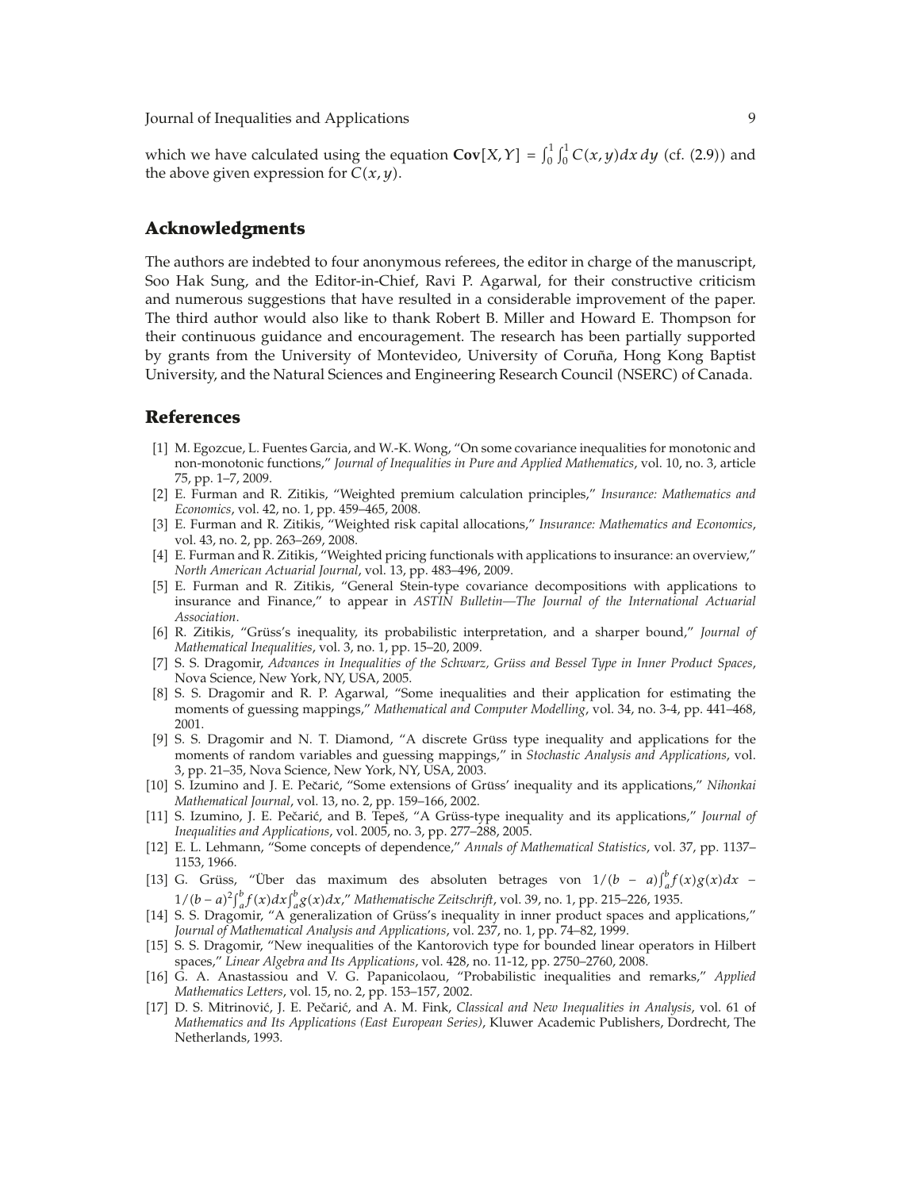which we have calculated using the equation $\mathbf{Cov}[X,Y] = \int_0^1 \int_0^1 C(x,y)dx\,dy$ (cf. (2.9)) and the above given expression for $C(x,y)$.

## Acknowledgments

The authors are indebted to four anonymous referees, the editor in charge of the manuscript, Soo Hak Sung, and the Editor-in-Chief, Ravi P. Agarwal, for their constructive criticism and numerous suggestions that have resulted in a considerable improvement of the paper. The third author would also like to thank Robert B. Miller and Howard E. Thompson for their continuous guidance and encouragement. The research has been partially supported by grants from the University of Montevideo, University of Coruña, Hong Kong Baptist University, and the Natural Sciences and Engineering Research Council (NSERC) of Canada.

## References

[1] M. Egozcue, L. Fuentes Garcia, and W.-K. Wong, "On some covariance inequalities for monotonic and non-monotonic functions," *Journal of Inequalities in Pure and Applied Mathematics*, vol. 10, no. 3, article 75, pp. 1–7, 2009.

[2] E. Furman and R. Zitikis, "Weighted premium calculation principles," *Insurance: Mathematics and Economics*, vol. 42, no. 1, pp. 459–465, 2008.

[3] E. Furman and R. Zitikis, "Weighted risk capital allocations," *Insurance: Mathematics and Economics*, vol. 43, no. 2, pp. 263–269, 2008.

[4] E. Furman and R. Zitikis, "Weighted pricing functionals with applications to insurance: an overview," *North American Actuarial Journal*, vol. 13, pp. 483–496, 2009.

[5] E. Furman and R. Zitikis, "General Stein-type covariance decompositions with applications to insurance and Finance," to appear in *ASTIN Bulletin—The Journal of the International Actuarial Association*.

[6] R. Zitikis, "Grüss's inequality, its probabilistic interpretation, and a sharper bound," *Journal of Mathematical Inequalities*, vol. 3, no. 1, pp. 15–20, 2009.

[7] S. S. Dragomir, *Advances in Inequalities of the Schwarz, Grüss and Bessel Type in Inner Product Spaces*, Nova Science, New York, NY, USA, 2005.

[8] S. S. Dragomir and R. P. Agarwal, "Some inequalities and their application for estimating the moments of guessing mappings," *Mathematical and Computer Modelling*, vol. 34, no. 3-4, pp. 441–468, 2001.

[9] S. S. Dragomir and N. T. Diamond, "A discrete Grüss type inequality and applications for the moments of random variables and guessing mappings," in *Stochastic Analysis and Applications*, vol. 3, pp. 21–35, Nova Science, New York, NY, USA, 2003.

[10] S. Izumino and J. E. Pečarić, "Some extensions of Grüss' inequality and its applications," *Nihonkai Mathematical Journal*, vol. 13, no. 2, pp. 159–166, 2002.

[11] S. Izumino, J. E. Pečarić, and B. Tepeš, "A Grüss-type inequality and its applications," *Journal of Inequalities and Applications*, vol. 2005, no. 3, pp. 277–288, 2005.

[12] E. L. Lehmann, "Some concepts of dependence," *Annals of Mathematical Statistics*, vol. 37, pp. 1137–1153, 1966.

[13] G. Grüss, "Über das maximum des absoluten betrages von $1/(b-a)\int_a^b f(x)g(x)dx - 1/(b-a)^2\int_a^b f(x)dx\int_a^b g(x)dx$," *Mathematische Zeitschrift*, vol. 39, no. 1, pp. 215–226, 1935.

[14] S. S. Dragomir, "A generalization of Grüss's inequality in inner product spaces and applications," *Journal of Mathematical Analysis and Applications*, vol. 237, no. 1, pp. 74–82, 1999.

[15] S. S. Dragomir, "New inequalities of the Kantorovich type for bounded linear operators in Hilbert spaces," *Linear Algebra and Its Applications*, vol. 428, no. 11-12, pp. 2750–2760, 2008.

[16] G. A. Anastassiou and V. G. Papanicolaou, "Probabilistic inequalities and remarks," *Applied Mathematics Letters*, vol. 15, no. 2, pp. 153–157, 2002.

[17] D. S. Mitrinović, J. E. Pečarić, and A. M. Fink, *Classical and New Inequalities in Analysis*, vol. 61 of *Mathematics and Its Applications (East European Series)*, Kluwer Academic Publishers, Dordrecht, The Netherlands, 1993.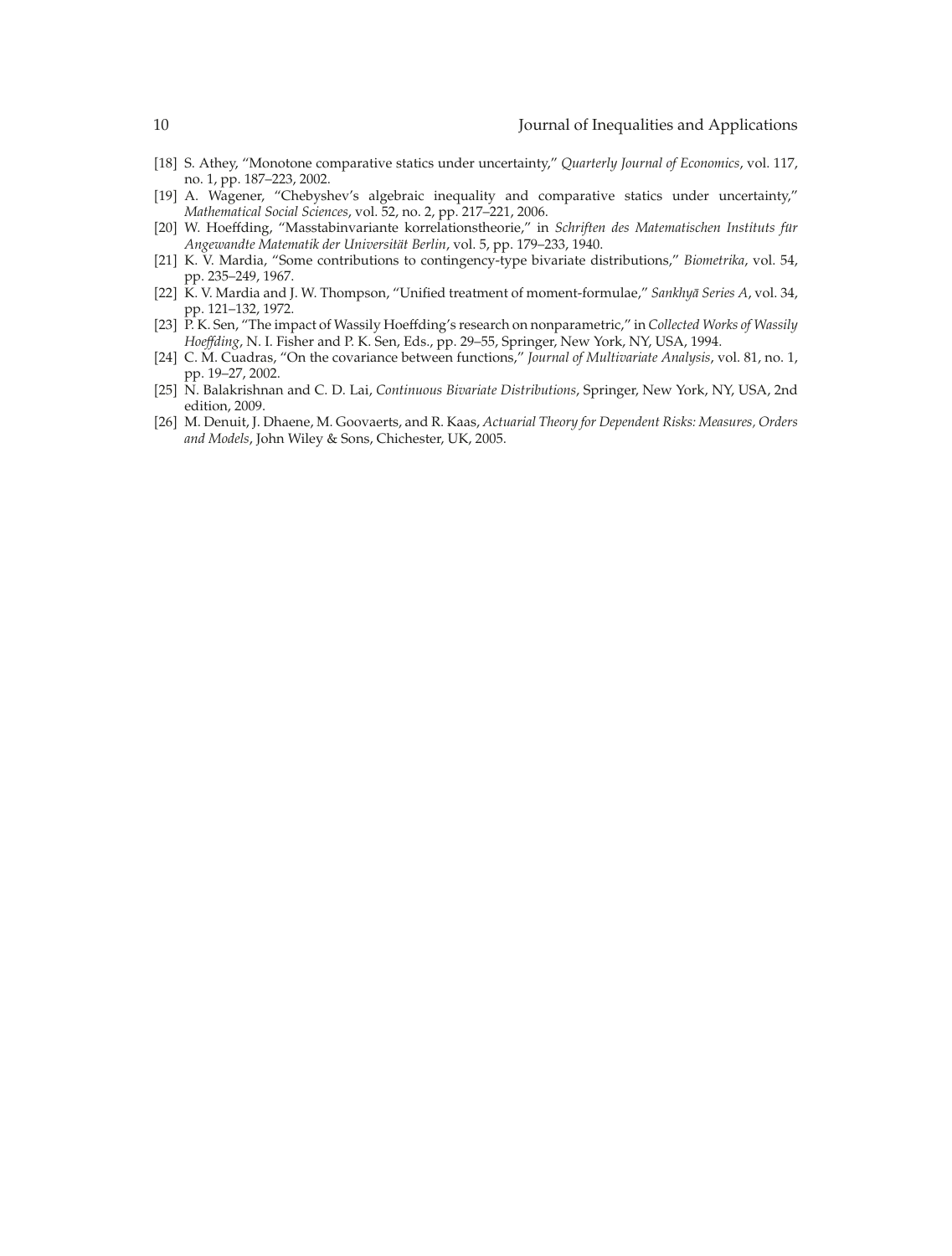[18] S. Athey, "Monotone comparative statics under uncertainty," *Quarterly Journal of Economics*, vol. 117, no. 1, pp. 187–223, 2002.

[19] A. Wagener, "Chebyshev's algebraic inequality and comparative statics under uncertainty," *Mathematical Social Sciences*, vol. 52, no. 2, pp. 217–221, 2006.

[20] W. Hoeffding, "Masstabinvariante korrelationstheorie," in *Schriften des Matematischen Instituts für Angewandte Matematik der Universität Berlin*, vol. 5, pp. 179–233, 1940.

[21] K. V. Mardia, "Some contributions to contingency-type bivariate distributions," *Biometrika*, vol. 54, pp. 235–249, 1967.

[22] K. V. Mardia and J. W. Thompson, "Unified treatment of moment-formulae," *Sankhyā Series A*, vol. 34, pp. 121–132, 1972.

[23] P. K. Sen, "The impact of Wassily Hoeffding's research on nonparametric," in *Collected Works of Wassily Hoeffding*, N. I. Fisher and P. K. Sen, Eds., pp. 29–55, Springer, New York, NY, USA, 1994.

[24] C. M. Cuadras, "On the covariance between functions," *Journal of Multivariate Analysis*, vol. 81, no. 1, pp. 19–27, 2002.

[25] N. Balakrishnan and C. D. Lai, *Continuous Bivariate Distributions*, Springer, New York, NY, USA, 2nd edition, 2009.

[26] M. Denuit, J. Dhaene, M. Goovaerts, and R. Kaas, *Actuarial Theory for Dependent Risks: Measures, Orders and Models*, John Wiley & Sons, Chichester, UK, 2005.